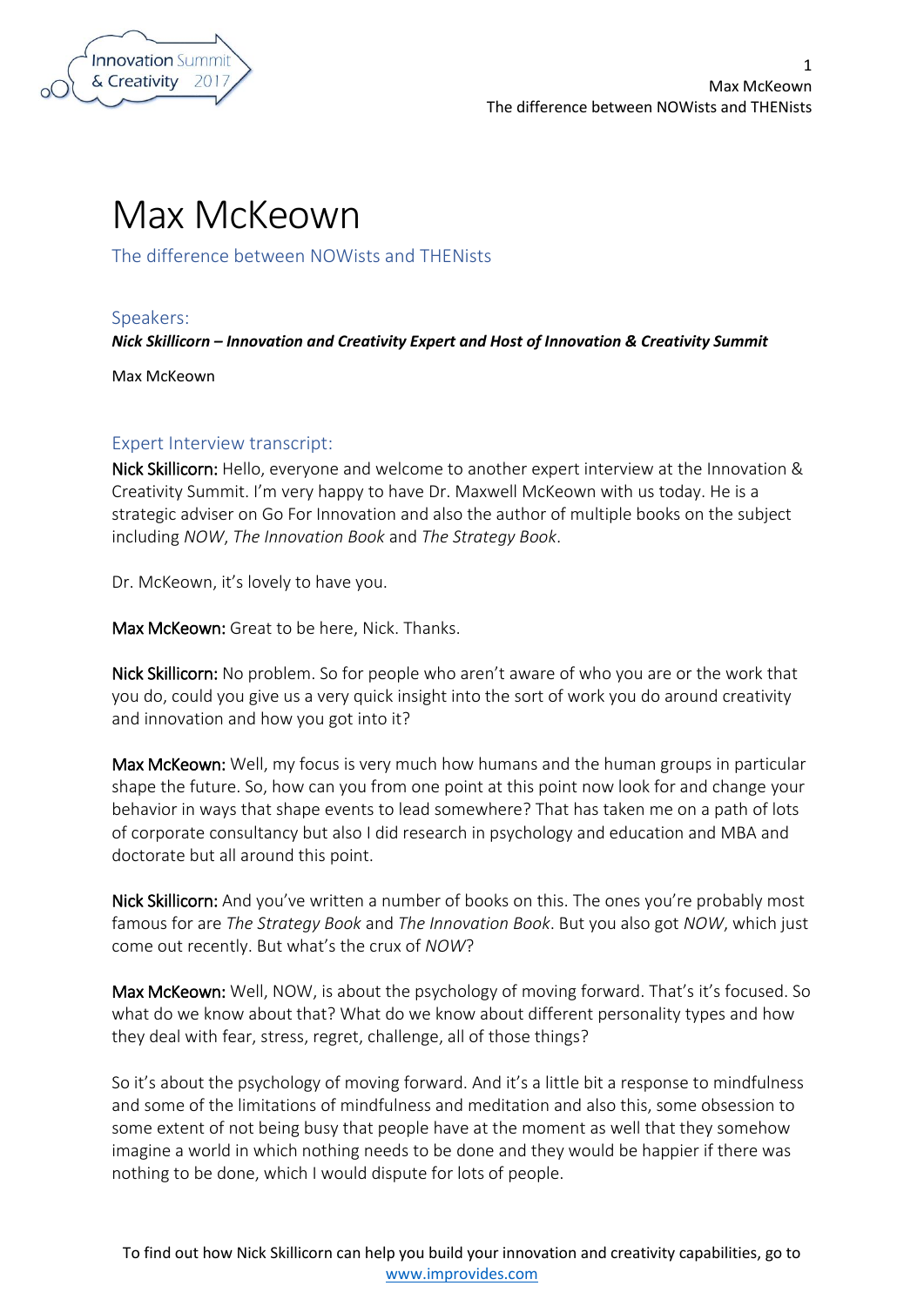# Max McKeown

## The difference between NOWists and THENists

### Speakers:

***Nick Skillicorn – Innovation and Creativity Expert and Host of Innovation & Creativity Summit***

Max McKeown

### Expert Interview transcript:

**Nick Skillicorn:** Hello, everyone and welcome to another expert interview at the Innovation & Creativity Summit. I'm very happy to have Dr. Maxwell McKeown with us today. He is a strategic adviser on Go For Innovation and also the author of multiple books on the subject including *NOW*, *The Innovation Book* and *The Strategy Book*.

Dr. McKeown, it's lovely to have you.

**Max McKeown:** Great to be here, Nick. Thanks.

**Nick Skillicorn:** No problem. So for people who aren't aware of who you are or the work that you do, could you give us a very quick insight into the sort of work you do around creativity and innovation and how you got into it?

**Max McKeown:** Well, my focus is very much how humans and the human groups in particular shape the future. So, how can you from one point at this point now look for and change your behavior in ways that shape events to lead somewhere? That has taken me on a path of lots of corporate consultancy but also I did research in psychology and education and MBA and doctorate but all around this point.

**Nick Skillicorn:** And you've written a number of books on this. The ones you're probably most famous for are *The Strategy Book* and *The Innovation Book*. But you also got *NOW*, which just come out recently. But what's the crux of *NOW*?

**Max McKeown:** Well, NOW, is about the psychology of moving forward. That's it's focused. So what do we know about that? What do we know about different personality types and how they deal with fear, stress, regret, challenge, all of those things?

So it's about the psychology of moving forward. And it's a little bit a response to mindfulness and some of the limitations of mindfulness and meditation and also this, some obsession to some extent of not being busy that people have at the moment as well that they somehow imagine a world in which nothing needs to be done and they would be happier if there was nothing to be done, which I would dispute for lots of people.

To find out how Nick Skillicorn can help you build your innovation and creativity capabilities, go to www.improvides.com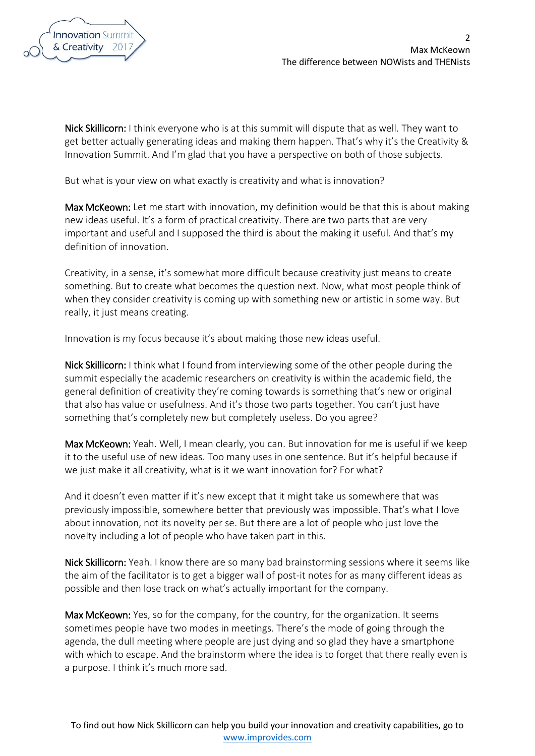**Nick Skillicorn:** I think everyone who is at this summit will dispute that as well. They want to get better actually generating ideas and making them happen. That's why it's the Creativity & Innovation Summit. And I'm glad that you have a perspective on both of those subjects.

But what is your view on what exactly is creativity and what is innovation?

**Max McKeown:** Let me start with innovation, my definition would be that this is about making new ideas useful. It's a form of practical creativity. There are two parts that are very important and useful and I supposed the third is about the making it useful. And that's my definition of innovation.

Creativity, in a sense, it's somewhat more difficult because creativity just means to create something. But to create what becomes the question next. Now, what most people think of when they consider creativity is coming up with something new or artistic in some way. But really, it just means creating.

Innovation is my focus because it's about making those new ideas useful.

**Nick Skillicorn:** I think what I found from interviewing some of the other people during the summit especially the academic researchers on creativity is within the academic field, the general definition of creativity they're coming towards is something that's new or original that also has value or usefulness. And it's those two parts together. You can't just have something that's completely new but completely useless. Do you agree?

**Max McKeown:** Yeah. Well, I mean clearly, you can. But innovation for me is useful if we keep it to the useful use of new ideas. Too many uses in one sentence. But it's helpful because if we just make it all creativity, what is it we want innovation for? For what?

And it doesn't even matter if it's new except that it might take us somewhere that was previously impossible, somewhere better that previously was impossible. That's what I love about innovation, not its novelty per se. But there are a lot of people who just love the novelty including a lot of people who have taken part in this.

**Nick Skillicorn:** Yeah. I know there are so many bad brainstorming sessions where it seems like the aim of the facilitator is to get a bigger wall of post-it notes for as many different ideas as possible and then lose track on what's actually important for the company.

**Max McKeown:** Yes, so for the company, for the country, for the organization. It seems sometimes people have two modes in meetings. There's the mode of going through the agenda, the dull meeting where people are just dying and so glad they have a smartphone with which to escape. And the brainstorm where the idea is to forget that there really even is a purpose. I think it's much more sad.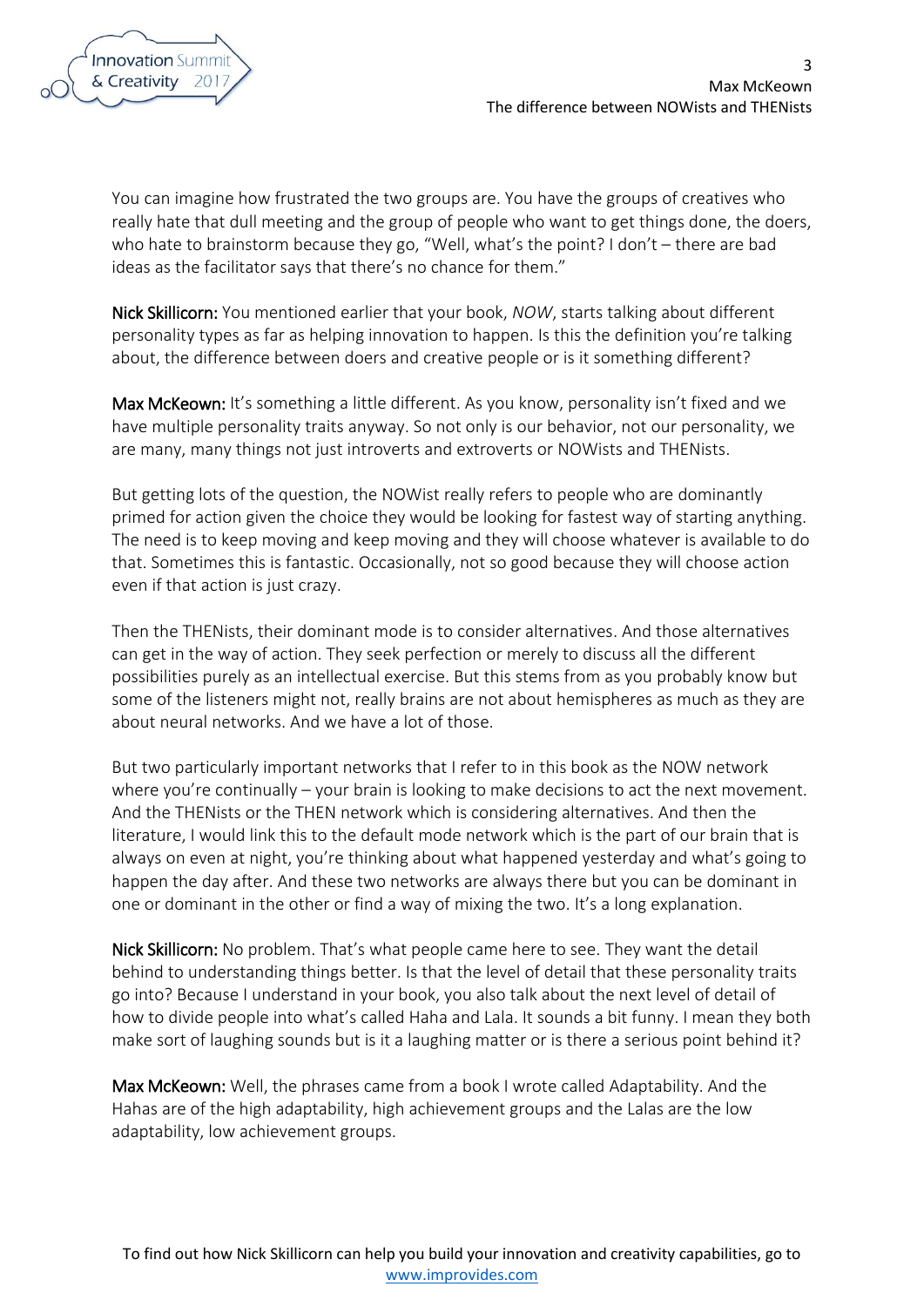You can imagine how frustrated the two groups are. You have the groups of creatives who really hate that dull meeting and the group of people who want to get things done, the doers, who hate to brainstorm because they go, "Well, what's the point? I don't – there are bad ideas as the facilitator says that there's no chance for them."

**Nick Skillicorn:** You mentioned earlier that your book, *NOW*, starts talking about different personality types as far as helping innovation to happen. Is this the definition you're talking about, the difference between doers and creative people or is it something different?

**Max McKeown:** It's something a little different. As you know, personality isn't fixed and we have multiple personality traits anyway. So not only is our behavior, not our personality, we are many, many things not just introverts and extroverts or NOWists and THENists.

But getting lots of the question, the NOWist really refers to people who are dominantly primed for action given the choice they would be looking for fastest way of starting anything. The need is to keep moving and keep moving and they will choose whatever is available to do that. Sometimes this is fantastic. Occasionally, not so good because they will choose action even if that action is just crazy.

Then the THENists, their dominant mode is to consider alternatives. And those alternatives can get in the way of action. They seek perfection or merely to discuss all the different possibilities purely as an intellectual exercise. But this stems from as you probably know but some of the listeners might not, really brains are not about hemispheres as much as they are about neural networks. And we have a lot of those.

But two particularly important networks that I refer to in this book as the NOW network where you're continually – your brain is looking to make decisions to act the next movement. And the THENists or the THEN network which is considering alternatives. And then the literature, I would link this to the default mode network which is the part of our brain that is always on even at night, you're thinking about what happened yesterday and what's going to happen the day after. And these two networks are always there but you can be dominant in one or dominant in the other or find a way of mixing the two. It's a long explanation.

**Nick Skillicorn:** No problem. That's what people came here to see. They want the detail behind to understanding things better. Is that the level of detail that these personality traits go into? Because I understand in your book, you also talk about the next level of detail of how to divide people into what's called Haha and Lala. It sounds a bit funny. I mean they both make sort of laughing sounds but is it a laughing matter or is there a serious point behind it?

**Max McKeown:** Well, the phrases came from a book I wrote called Adaptability. And the Hahas are of the high adaptability, high achievement groups and the Lalas are the low adaptability, low achievement groups.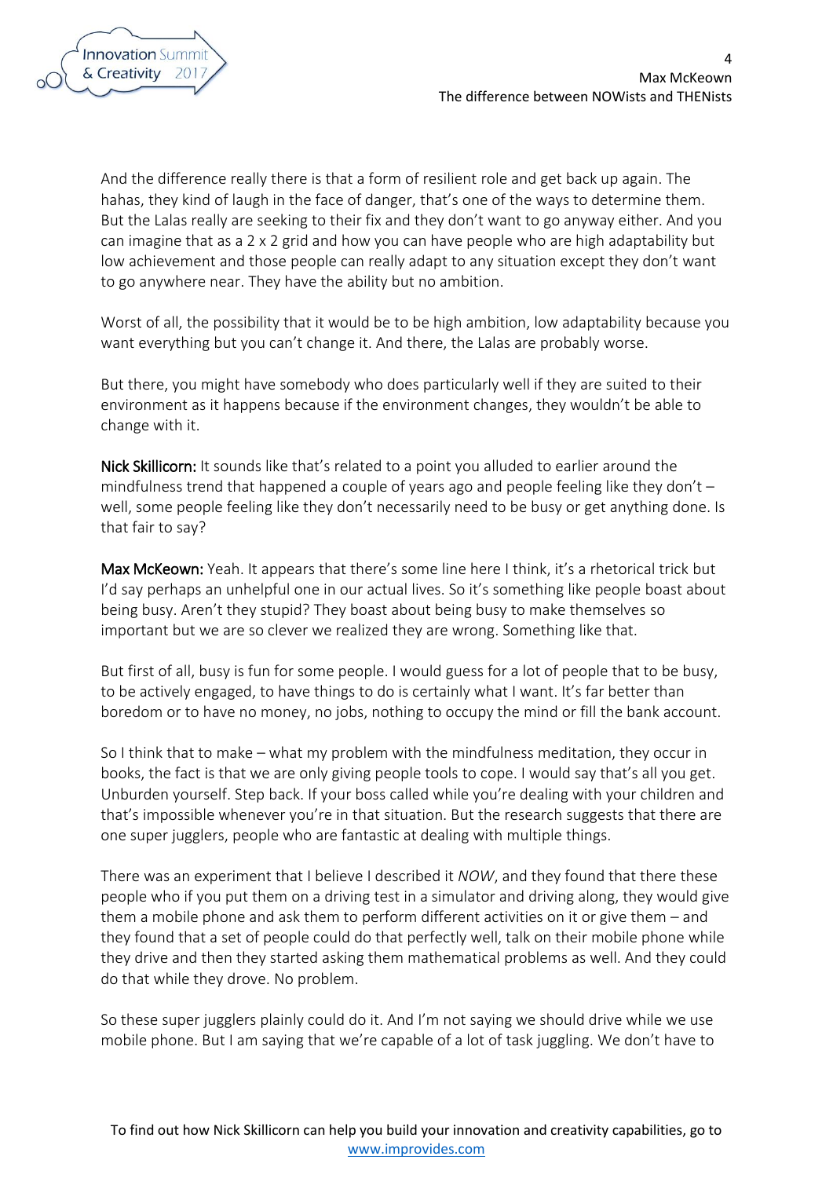And the difference really there is that a form of resilient role and get back up again. The hahas, they kind of laugh in the face of danger, that's one of the ways to determine them. But the Lalas really are seeking to their fix and they don't want to go anyway either. And you can imagine that as a 2 x 2 grid and how you can have people who are high adaptability but low achievement and those people can really adapt to any situation except they don't want to go anywhere near. They have the ability but no ambition.

Worst of all, the possibility that it would be to be high ambition, low adaptability because you want everything but you can't change it. And there, the Lalas are probably worse.

But there, you might have somebody who does particularly well if they are suited to their environment as it happens because if the environment changes, they wouldn't be able to change with it.

**Nick Skillicorn:** It sounds like that's related to a point you alluded to earlier around the mindfulness trend that happened a couple of years ago and people feeling like they don't – well, some people feeling like they don't necessarily need to be busy or get anything done. Is that fair to say?

**Max McKeown:** Yeah. It appears that there's some line here I think, it's a rhetorical trick but I'd say perhaps an unhelpful one in our actual lives. So it's something like people boast about being busy. Aren't they stupid? They boast about being busy to make themselves so important but we are so clever we realized they are wrong. Something like that.

But first of all, busy is fun for some people. I would guess for a lot of people that to be busy, to be actively engaged, to have things to do is certainly what I want. It's far better than boredom or to have no money, no jobs, nothing to occupy the mind or fill the bank account.

So I think that to make – what my problem with the mindfulness meditation, they occur in books, the fact is that we are only giving people tools to cope. I would say that's all you get. Unburden yourself. Step back. If your boss called while you're dealing with your children and that's impossible whenever you're in that situation. But the research suggests that there are one super jugglers, people who are fantastic at dealing with multiple things.

There was an experiment that I believe I described it *NOW*, and they found that there these people who if you put them on a driving test in a simulator and driving along, they would give them a mobile phone and ask them to perform different activities on it or give them – and they found that a set of people could do that perfectly well, talk on their mobile phone while they drive and then they started asking them mathematical problems as well. And they could do that while they drove. No problem.

So these super jugglers plainly could do it. And I'm not saying we should drive while we use mobile phone. But I am saying that we're capable of a lot of task juggling. We don't have to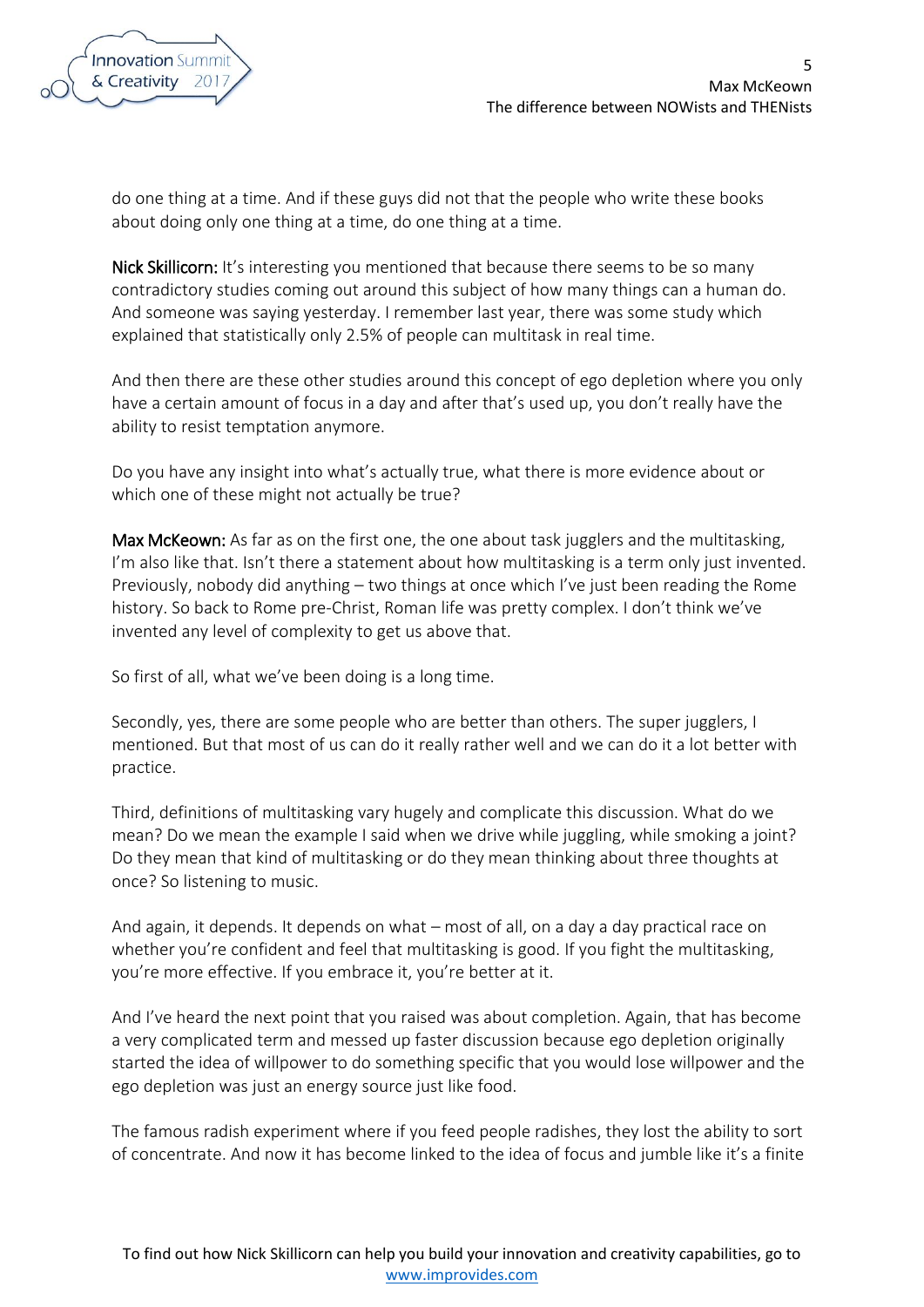do one thing at a time. And if these guys did not that the people who write these books about doing only one thing at a time, do one thing at a time.

**Nick Skillicorn:** It's interesting you mentioned that because there seems to be so many contradictory studies coming out around this subject of how many things can a human do. And someone was saying yesterday. I remember last year, there was some study which explained that statistically only 2.5% of people can multitask in real time.

And then there are these other studies around this concept of ego depletion where you only have a certain amount of focus in a day and after that's used up, you don't really have the ability to resist temptation anymore.

Do you have any insight into what's actually true, what there is more evidence about or which one of these might not actually be true?

**Max McKeown:** As far as on the first one, the one about task jugglers and the multitasking, I'm also like that. Isn't there a statement about how multitasking is a term only just invented. Previously, nobody did anything – two things at once which I've just been reading the Rome history. So back to Rome pre-Christ, Roman life was pretty complex. I don't think we've invented any level of complexity to get us above that.

So first of all, what we've been doing is a long time.

Secondly, yes, there are some people who are better than others. The super jugglers, I mentioned. But that most of us can do it really rather well and we can do it a lot better with practice.

Third, definitions of multitasking vary hugely and complicate this discussion. What do we mean? Do we mean the example I said when we drive while juggling, while smoking a joint? Do they mean that kind of multitasking or do they mean thinking about three thoughts at once? So listening to music.

And again, it depends. It depends on what – most of all, on a day a day practical race on whether you're confident and feel that multitasking is good. If you fight the multitasking, you're more effective. If you embrace it, you're better at it.

And I've heard the next point that you raised was about completion. Again, that has become a very complicated term and messed up faster discussion because ego depletion originally started the idea of willpower to do something specific that you would lose willpower and the ego depletion was just an energy source just like food.

The famous radish experiment where if you feed people radishes, they lost the ability to sort of concentrate. And now it has become linked to the idea of focus and jumble like it's a finite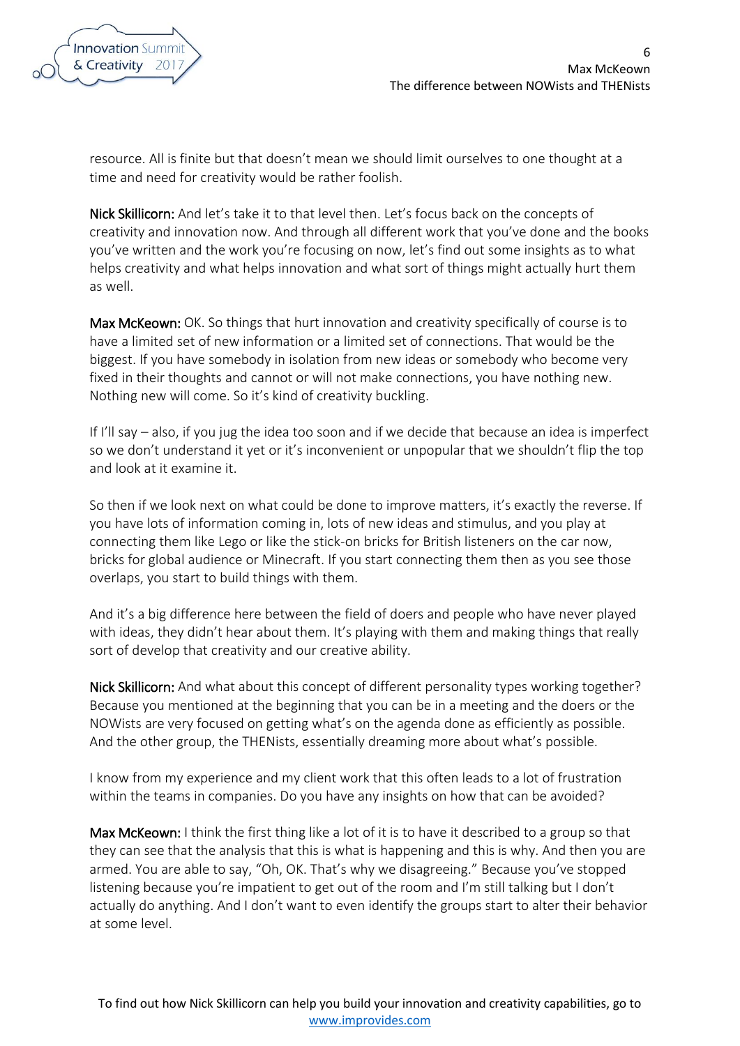resource. All is finite but that doesn't mean we should limit ourselves to one thought at a time and need for creativity would be rather foolish.

**Nick Skillicorn:** And let's take it to that level then. Let's focus back on the concepts of creativity and innovation now. And through all different work that you've done and the books you've written and the work you're focusing on now, let's find out some insights as to what helps creativity and what helps innovation and what sort of things might actually hurt them as well.

**Max McKeown:** OK. So things that hurt innovation and creativity specifically of course is to have a limited set of new information or a limited set of connections. That would be the biggest. If you have somebody in isolation from new ideas or somebody who become very fixed in their thoughts and cannot or will not make connections, you have nothing new. Nothing new will come. So it's kind of creativity buckling.

If I'll say – also, if you jug the idea too soon and if we decide that because an idea is imperfect so we don't understand it yet or it's inconvenient or unpopular that we shouldn't flip the top and look at it examine it.

So then if we look next on what could be done to improve matters, it's exactly the reverse. If you have lots of information coming in, lots of new ideas and stimulus, and you play at connecting them like Lego or like the stick-on bricks for British listeners on the car now, bricks for global audience or Minecraft. If you start connecting them then as you see those overlaps, you start to build things with them.

And it's a big difference here between the field of doers and people who have never played with ideas, they didn't hear about them. It's playing with them and making things that really sort of develop that creativity and our creative ability.

**Nick Skillicorn:** And what about this concept of different personality types working together? Because you mentioned at the beginning that you can be in a meeting and the doers or the NOWists are very focused on getting what's on the agenda done as efficiently as possible. And the other group, the THENists, essentially dreaming more about what's possible.

I know from my experience and my client work that this often leads to a lot of frustration within the teams in companies. Do you have any insights on how that can be avoided?

**Max McKeown:** I think the first thing like a lot of it is to have it described to a group so that they can see that the analysis that this is what is happening and this is why. And then you are armed. You are able to say, "Oh, OK. That's why we disagreeing." Because you've stopped listening because you're impatient to get out of the room and I'm still talking but I don't actually do anything. And I don't want to even identify the groups start to alter their behavior at some level.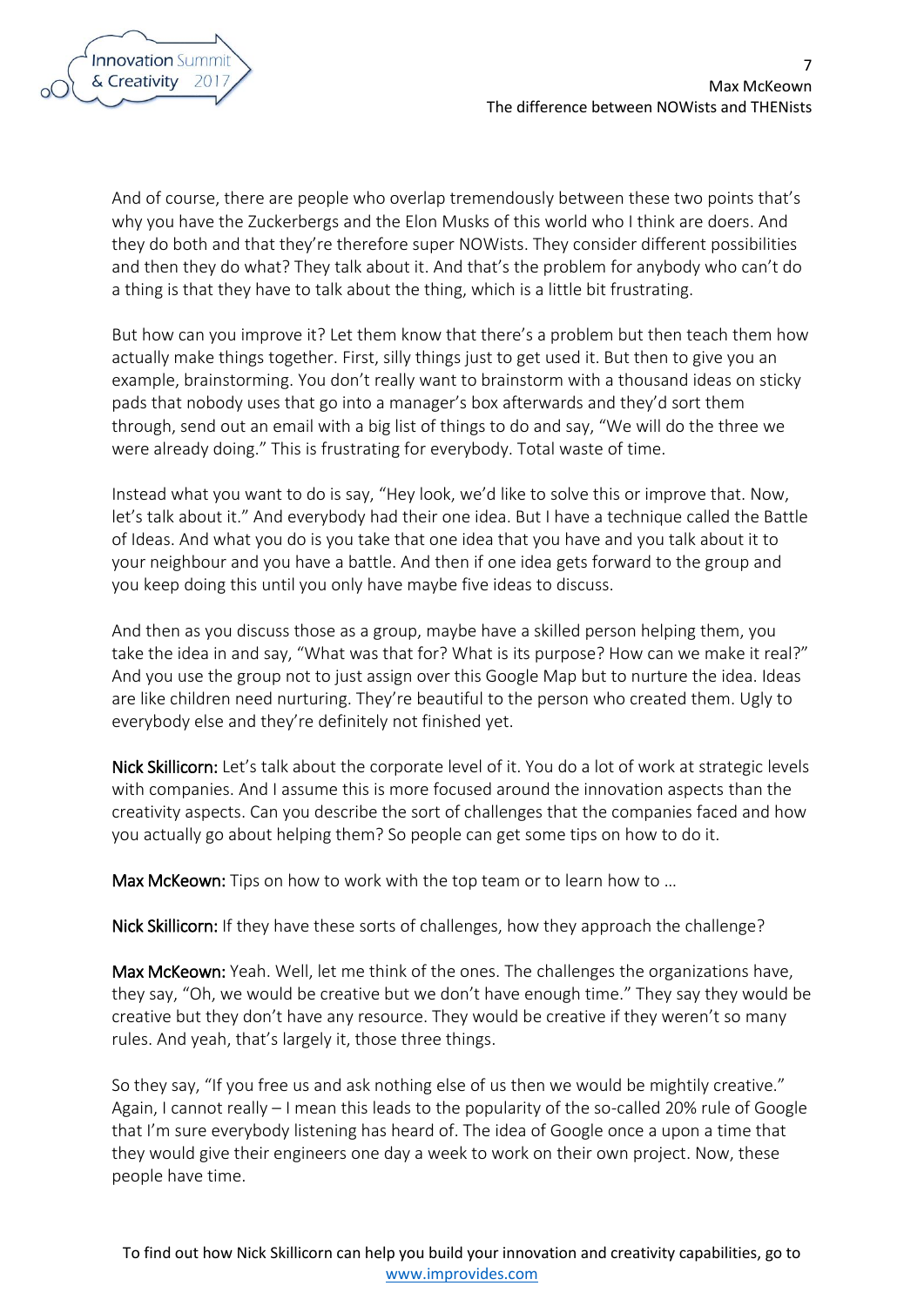And of course, there are people who overlap tremendously between these two points that's why you have the Zuckerbergs and the Elon Musks of this world who I think are doers. And they do both and that they're therefore super NOWists. They consider different possibilities and then they do what? They talk about it. And that's the problem for anybody who can't do a thing is that they have to talk about the thing, which is a little bit frustrating.

But how can you improve it? Let them know that there's a problem but then teach them how actually make things together. First, silly things just to get used it. But then to give you an example, brainstorming. You don't really want to brainstorm with a thousand ideas on sticky pads that nobody uses that go into a manager's box afterwards and they'd sort them through, send out an email with a big list of things to do and say, "We will do the three we were already doing." This is frustrating for everybody. Total waste of time.

Instead what you want to do is say, "Hey look, we'd like to solve this or improve that. Now, let's talk about it." And everybody had their one idea. But I have a technique called the Battle of Ideas. And what you do is you take that one idea that you have and you talk about it to your neighbour and you have a battle. And then if one idea gets forward to the group and you keep doing this until you only have maybe five ideas to discuss.

And then as you discuss those as a group, maybe have a skilled person helping them, you take the idea in and say, "What was that for? What is its purpose? How can we make it real?" And you use the group not to just assign over this Google Map but to nurture the idea. Ideas are like children need nurturing. They're beautiful to the person who created them. Ugly to everybody else and they're definitely not finished yet.

**Nick Skillicorn:** Let's talk about the corporate level of it. You do a lot of work at strategic levels with companies. And I assume this is more focused around the innovation aspects than the creativity aspects. Can you describe the sort of challenges that the companies faced and how you actually go about helping them? So people can get some tips on how to do it.

**Max McKeown:** Tips on how to work with the top team or to learn how to …

**Nick Skillicorn:** If they have these sorts of challenges, how they approach the challenge?

**Max McKeown:** Yeah. Well, let me think of the ones. The challenges the organizations have, they say, "Oh, we would be creative but we don't have enough time." They say they would be creative but they don't have any resource. They would be creative if they weren't so many rules. And yeah, that's largely it, those three things.

So they say, "If you free us and ask nothing else of us then we would be mightily creative." Again, I cannot really – I mean this leads to the popularity of the so-called 20% rule of Google that I'm sure everybody listening has heard of. The idea of Google once a upon a time that they would give their engineers one day a week to work on their own project. Now, these people have time.

To find out how Nick Skillicorn can help you build your innovation and creativity capabilities, go to www.improvides.com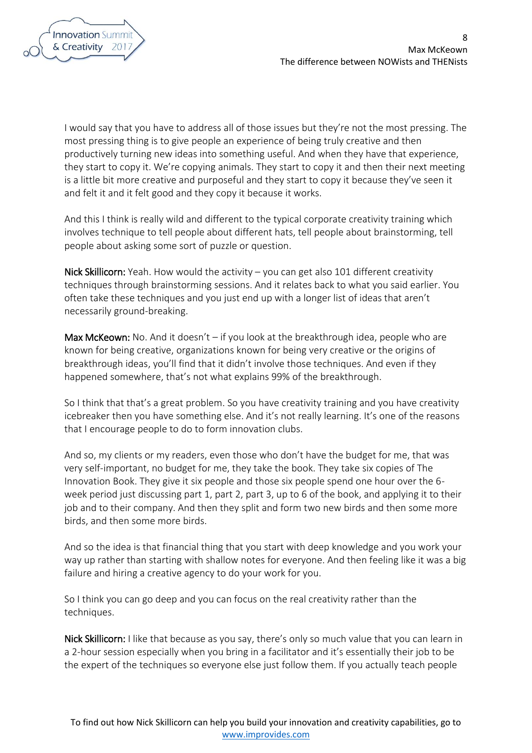I would say that you have to address all of those issues but they're not the most pressing. The most pressing thing is to give people an experience of being truly creative and then productively turning new ideas into something useful. And when they have that experience, they start to copy it. We're copying animals. They start to copy it and then their next meeting is a little bit more creative and purposeful and they start to copy it because they've seen it and felt it and it felt good and they copy it because it works.

And this I think is really wild and different to the typical corporate creativity training which involves technique to tell people about different hats, tell people about brainstorming, tell people about asking some sort of puzzle or question.

**Nick Skillicorn:** Yeah. How would the activity – you can get also 101 different creativity techniques through brainstorming sessions. And it relates back to what you said earlier. You often take these techniques and you just end up with a longer list of ideas that aren't necessarily ground-breaking.

**Max McKeown:** No. And it doesn't – if you look at the breakthrough idea, people who are known for being creative, organizations known for being very creative or the origins of breakthrough ideas, you'll find that it didn't involve those techniques. And even if they happened somewhere, that's not what explains 99% of the breakthrough.

So I think that that's a great problem. So you have creativity training and you have creativity icebreaker then you have something else. And it's not really learning. It's one of the reasons that I encourage people to do to form innovation clubs.

And so, my clients or my readers, even those who don't have the budget for me, that was very self-important, no budget for me, they take the book. They take six copies of The Innovation Book. They give it six people and those six people spend one hour over the 6-week period just discussing part 1, part 2, part 3, up to 6 of the book, and applying it to their job and to their company. And then they split and form two new birds and then some more birds, and then some more birds.

And so the idea is that financial thing that you start with deep knowledge and you work your way up rather than starting with shallow notes for everyone. And then feeling like it was a big failure and hiring a creative agency to do your work for you.

So I think you can go deep and you can focus on the real creativity rather than the techniques.

**Nick Skillicorn:** I like that because as you say, there's only so much value that you can learn in a 2-hour session especially when you bring in a facilitator and it's essentially their job to be the expert of the techniques so everyone else just follow them. If you actually teach people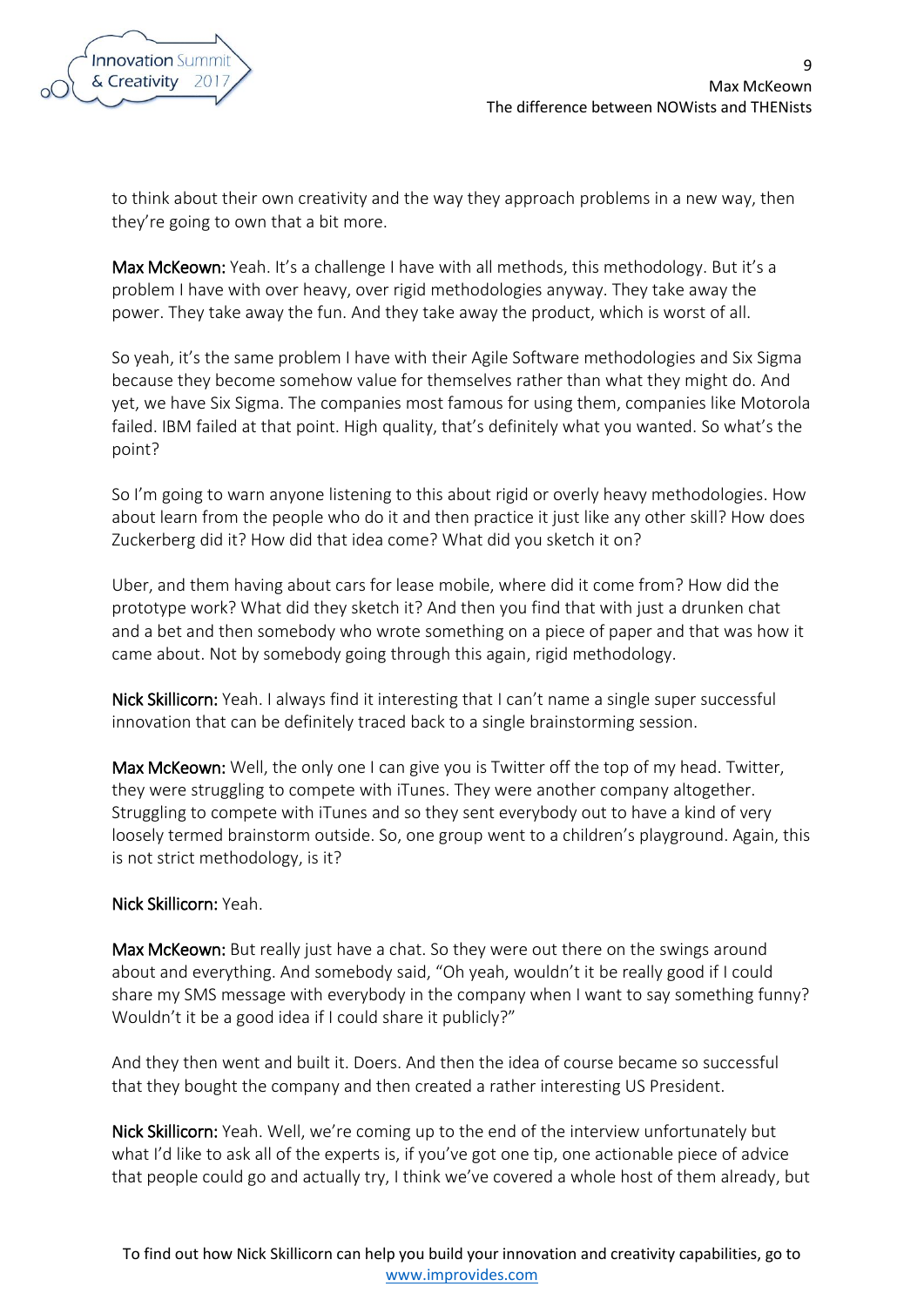to think about their own creativity and the way they approach problems in a new way, then they're going to own that a bit more.

**Max McKeown:** Yeah. It's a challenge I have with all methods, this methodology. But it's a problem I have with over heavy, over rigid methodologies anyway. They take away the power. They take away the fun. And they take away the product, which is worst of all.

So yeah, it's the same problem I have with their Agile Software methodologies and Six Sigma because they become somehow value for themselves rather than what they might do. And yet, we have Six Sigma. The companies most famous for using them, companies like Motorola failed. IBM failed at that point. High quality, that's definitely what you wanted. So what's the point?

So I'm going to warn anyone listening to this about rigid or overly heavy methodologies. How about learn from the people who do it and then practice it just like any other skill? How does Zuckerberg did it? How did that idea come? What did you sketch it on?

Uber, and them having about cars for lease mobile, where did it come from? How did the prototype work? What did they sketch it? And then you find that with just a drunken chat and a bet and then somebody who wrote something on a piece of paper and that was how it came about. Not by somebody going through this again, rigid methodology.

**Nick Skillicorn:** Yeah. I always find it interesting that I can't name a single super successful innovation that can be definitely traced back to a single brainstorming session.

**Max McKeown:** Well, the only one I can give you is Twitter off the top of my head. Twitter, they were struggling to compete with iTunes. They were another company altogether. Struggling to compete with iTunes and so they sent everybody out to have a kind of very loosely termed brainstorm outside. So, one group went to a children's playground. Again, this is not strict methodology, is it?

**Nick Skillicorn:** Yeah.

**Max McKeown:** But really just have a chat. So they were out there on the swings around about and everything. And somebody said, "Oh yeah, wouldn't it be really good if I could share my SMS message with everybody in the company when I want to say something funny? Wouldn't it be a good idea if I could share it publicly?"

And they then went and built it. Doers. And then the idea of course became so successful that they bought the company and then created a rather interesting US President.

**Nick Skillicorn:** Yeah. Well, we're coming up to the end of the interview unfortunately but what I'd like to ask all of the experts is, if you've got one tip, one actionable piece of advice that people could go and actually try, I think we've covered a whole host of them already, but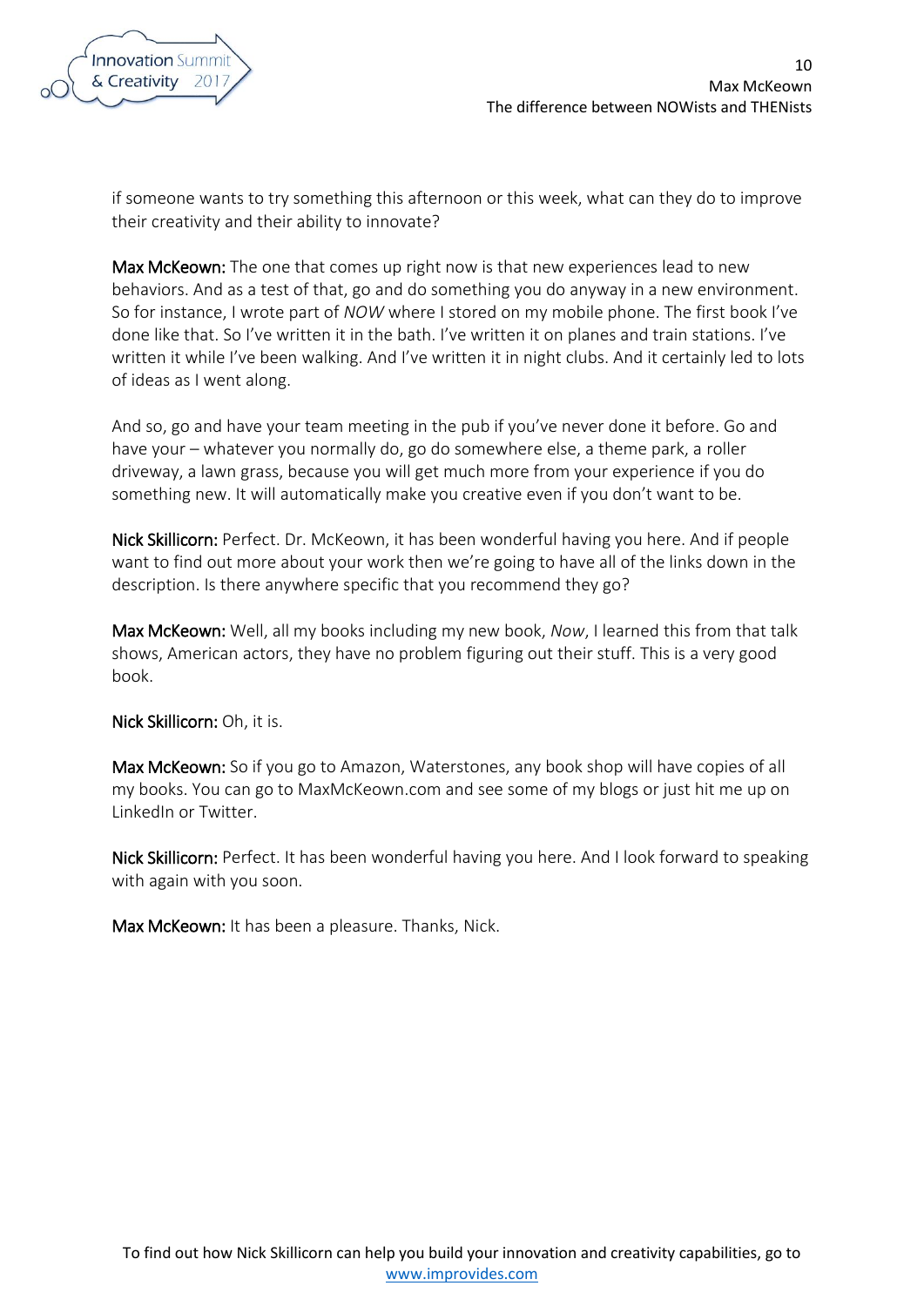if someone wants to try something this afternoon or this week, what can they do to improve their creativity and their ability to innovate?

**Max McKeown:** The one that comes up right now is that new experiences lead to new behaviors. And as a test of that, go and do something you do anyway in a new environment. So for instance, I wrote part of *NOW* where I stored on my mobile phone. The first book I've done like that. So I've written it in the bath. I've written it on planes and train stations. I've written it while I've been walking. And I've written it in night clubs. And it certainly led to lots of ideas as I went along.

And so, go and have your team meeting in the pub if you've never done it before. Go and have your – whatever you normally do, go do somewhere else, a theme park, a roller driveway, a lawn grass, because you will get much more from your experience if you do something new. It will automatically make you creative even if you don't want to be.

**Nick Skillicorn:** Perfect. Dr. McKeown, it has been wonderful having you here. And if people want to find out more about your work then we're going to have all of the links down in the description. Is there anywhere specific that you recommend they go?

**Max McKeown:** Well, all my books including my new book, *Now*, I learned this from that talk shows, American actors, they have no problem figuring out their stuff. This is a very good book.

**Nick Skillicorn:** Oh, it is.

**Max McKeown:** So if you go to Amazon, Waterstones, any book shop will have copies of all my books. You can go to MaxMcKeown.com and see some of my blogs or just hit me up on LinkedIn or Twitter.

**Nick Skillicorn:** Perfect. It has been wonderful having you here. And I look forward to speaking with again with you soon.

**Max McKeown:** It has been a pleasure. Thanks, Nick.